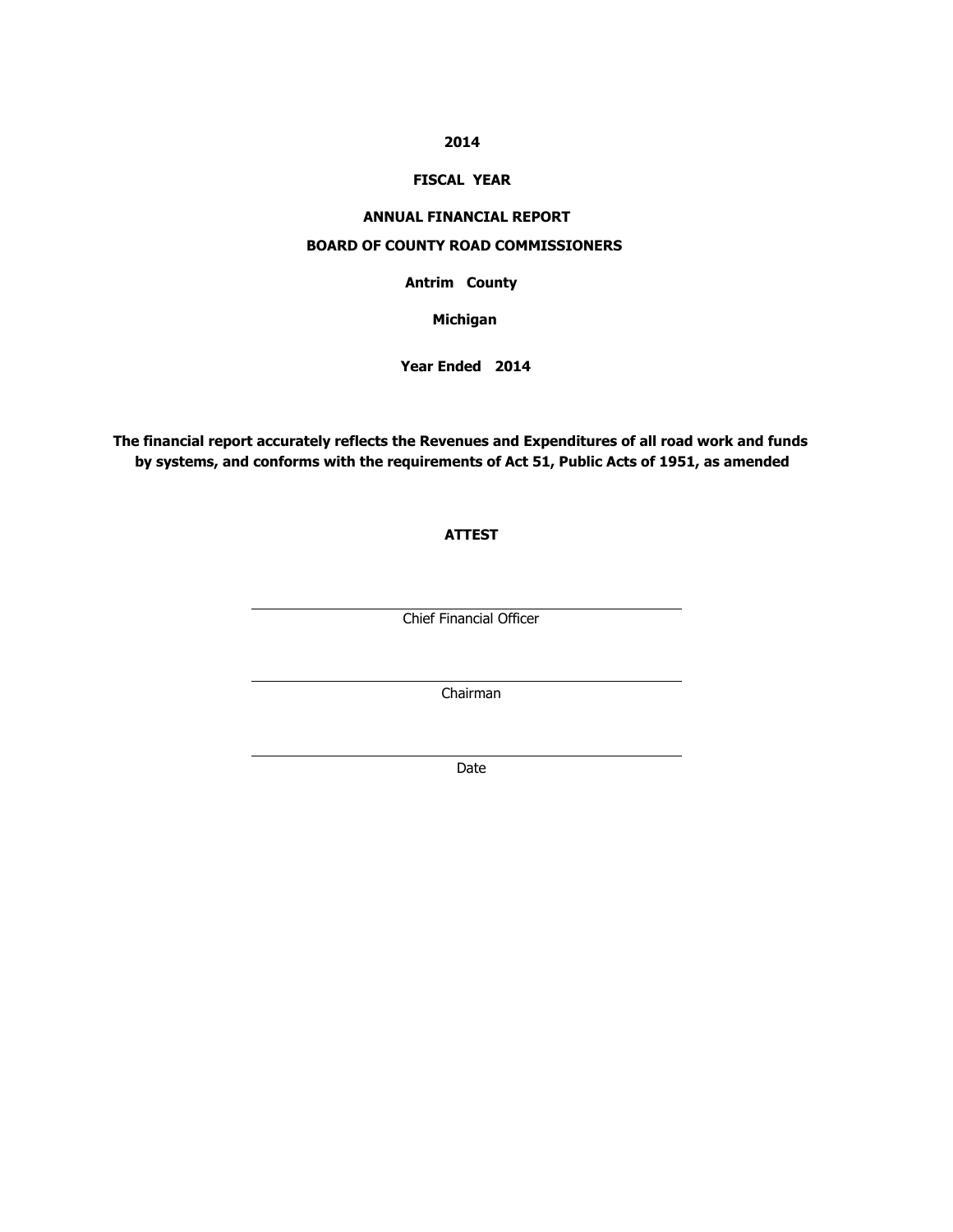**2014**

**FISCAL YEAR**

**ANNUAL FINANCIAL REPORT**

**BOARD OF COUNTY ROAD COMMISSIONERS**

**Antrim County**

**Michigan**

**Year Ended 2014**

**The financial report accurately reflects the Revenues and Expenditures of all road work and funds by systems, and conforms with the requirements of Act 51, Public Acts of 1951, as amended**

**ATTEST**

\_\_\_\_\_\_\_\_\_\_\_\_\_\_\_\_\_\_\_\_\_\_\_\_\_\_\_\_\_\_\_\_\_\_\_\_\_\_\_\_

Chief Financial Officer

\_\_\_\_\_\_\_\_\_\_\_\_\_\_\_\_\_\_\_\_\_\_\_\_\_\_\_\_\_\_\_\_\_\_\_\_\_\_\_\_

Chairman

\_\_\_\_\_\_\_\_\_\_\_\_\_\_\_\_\_\_\_\_\_\_\_\_\_\_\_\_\_\_\_\_\_\_\_\_\_\_\_\_

Date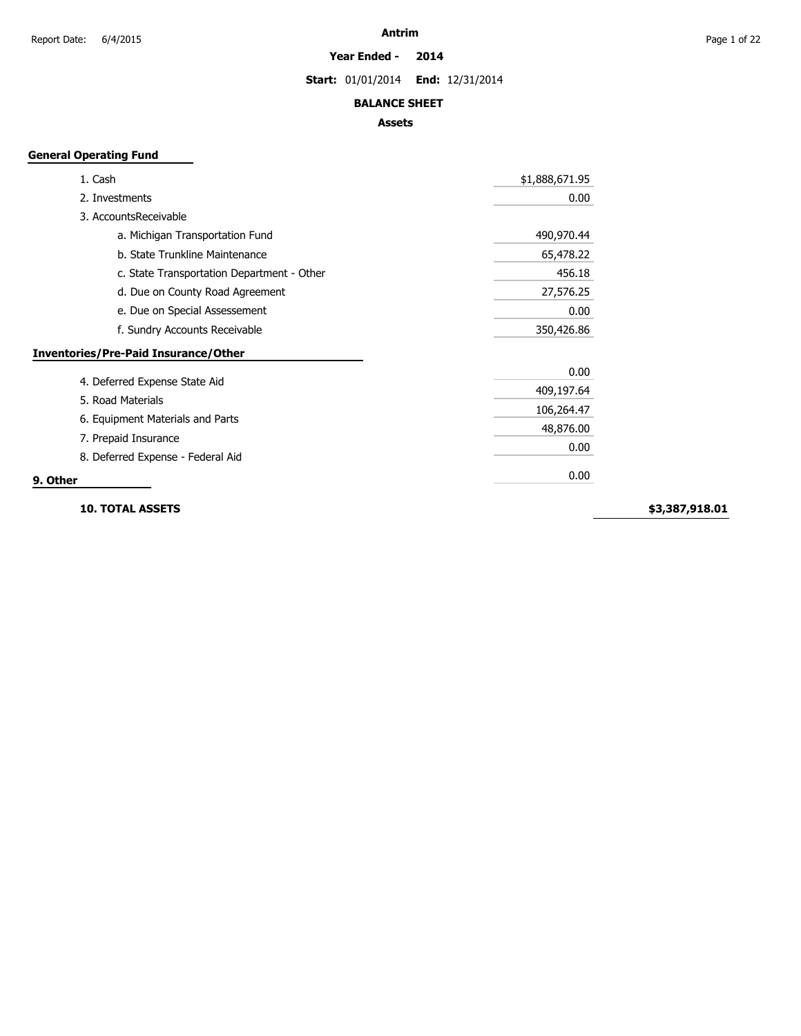# Antrim

**Year Ended - 2014**

**Start:** 01/01/2014 **End:** 12/31/2014

## BALANCE SHEET

### Assets

**General Operating Fund**

| Item | Amount | Total |
|---|---|---|
| 1. Cash | $1,888,671.95 | |
| 2. Investments | 0.00 | |
| 3. AccountsReceivable | | |
| a. Michigan Transportation Fund | 490,970.44 | |
| b. State Trunkline Maintenance | 65,478.22 | |
| c. State Transportation Department - Other | 456.18 | |
| d. Due on County Road Agreement | 27,576.25 | |
| e. Due on Special Assessement | 0.00 | |
| f. Sundry Accounts Receivable | 350,426.86 | |
| **Inventories/Pre-Paid Insurance/Other** | | |
| 4. Deferred Expense State Aid | 0.00 | |
| 5. Road Materials | 409,197.64 | |
| 6. Equipment Materials and Parts | 106,264.47 | |
| 7. Prepaid Insurance | 48,876.00 | |
| 8. Deferred Expense - Federal Aid | 0.00 | |
| **9. Other** | 0.00 | |
| **10. TOTAL ASSETS** | | **$3,387,918.01** |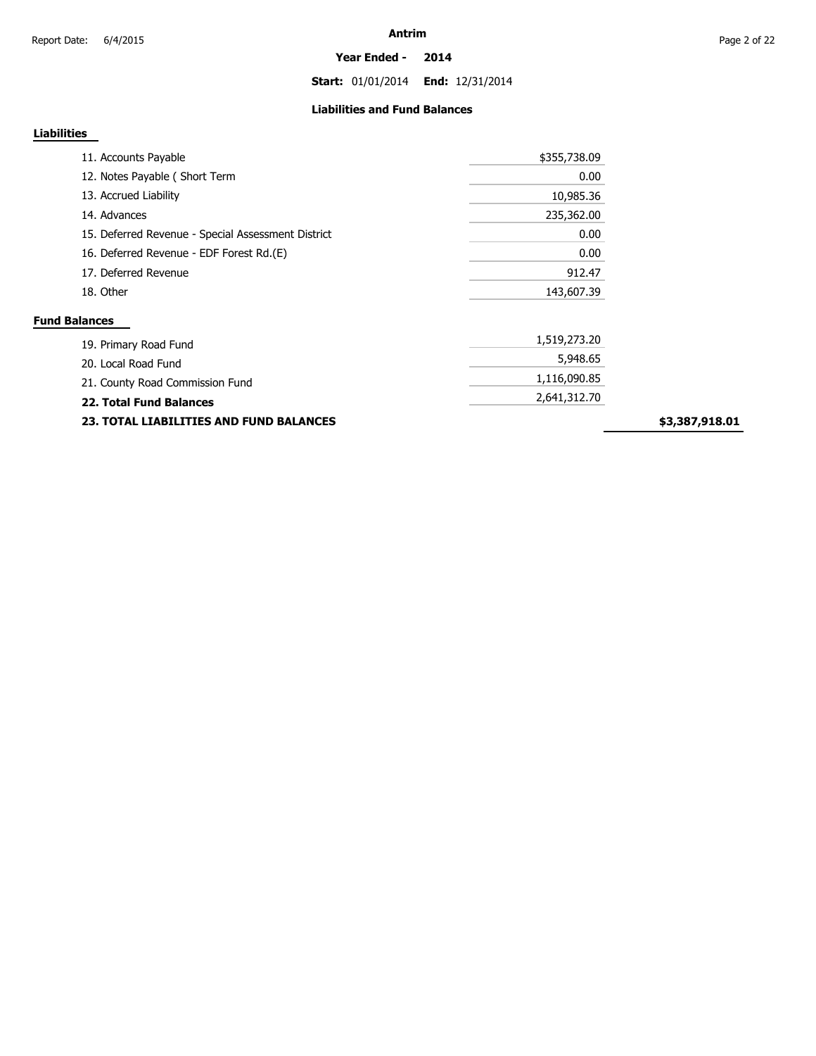# Antrim

**Year Ended - 2014**

**Start:** 01/01/2014 **End:** 12/31/2014

## Liabilities and Fund Balances

### Liabilities

| Item | Amount | Total |
|---|---|---|
| 11. Accounts Payable | $355,738.09 | |
| 12. Notes Payable ( Short Term | 0.00 | |
| 13. Accrued Liability | 10,985.36 | |
| 14. Advances | 235,362.00 | |
| 15. Deferred Revenue - Special Assessment District | 0.00 | |
| 16. Deferred Revenue - EDF Forest Rd.(E) | 0.00 | |
| 17. Deferred Revenue | 912.47 | |
| 18. Other | 143,607.39 | |

### Fund Balances

| Item | Amount | Total |
|---|---|---|
| 19. Primary Road Fund | 1,519,273.20 | |
| 20. Local Road Fund | 5,948.65 | |
| 21. County Road Commission Fund | 1,116,090.85 | |
| **22. Total Fund Balances** | 2,641,312.70 | |
| **23. TOTAL LIABILITIES AND FUND BALANCES** | | **$3,387,918.01** |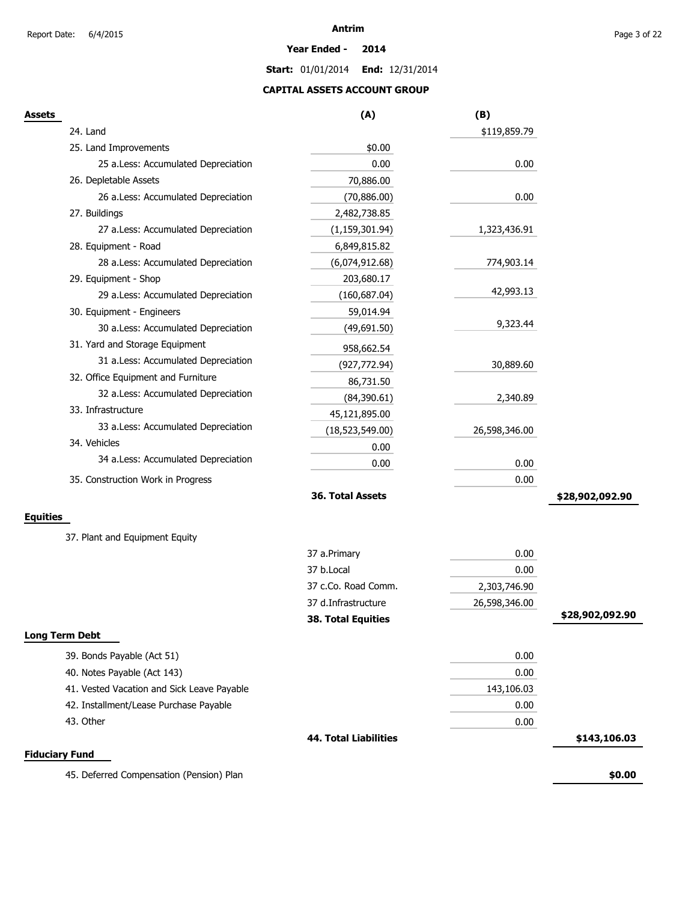# Antrim

**Year Ended - 2014**

**Start:** 01/01/2014 **End:** 12/31/2014

## CAPITAL ASSETS ACCOUNT GROUP

### Assets

| | (A) | (B) | |
|---|---|---|---|
| 24. Land | | $119,859.79 | |
| 25. Land Improvements | $0.00 | | |
| 25 a.Less: Accumulated Depreciation | 0.00 | 0.00 | |
| 26. Depletable Assets | 70,886.00 | | |
| 26 a.Less: Accumulated Depreciation | (70,886.00) | 0.00 | |
| 27. Buildings | 2,482,738.85 | | |
| 27 a.Less: Accumulated Depreciation | (1,159,301.94) | 1,323,436.91 | |
| 28. Equipment - Road | 6,849,815.82 | | |
| 28 a.Less: Accumulated Depreciation | (6,074,912.68) | 774,903.14 | |
| 29. Equipment - Shop | 203,680.17 | | |
| 29 a.Less: Accumulated Depreciation | (160,687.04) | 42,993.13 | |
| 30. Equipment - Engineers | 59,014.94 | | |
| 30 a.Less: Accumulated Depreciation | (49,691.50) | 9,323.44 | |
| 31. Yard and Storage Equipment | 958,662.54 | | |
| 31 a.Less: Accumulated Depreciation | (927,772.94) | 30,889.60 | |
| 32. Office Equipment and Furniture | 86,731.50 | | |
| 32 a.Less: Accumulated Depreciation | (84,390.61) | 2,340.89 | |
| 33. Infrastructure | 45,121,895.00 | | |
| 33 a.Less: Accumulated Depreciation | (18,523,549.00) | 26,598,346.00 | |
| 34. Vehicles | 0.00 | | |
| 34 a.Less: Accumulated Depreciation | 0.00 | 0.00 | |
| 35. Construction Work in Progress | | 0.00 | |
| | **36. Total Assets** | | **$28,902,092.90** |

### Equities

| | | | |
|---|---|---|---|
| 37. Plant and Equipment Equity | | | |
| | 37 a.Primary | 0.00 | |
| | 37 b.Local | 0.00 | |
| | 37 c.Co. Road Comm. | 2,303,746.90 | |
| | 37 d.Infrastructure | 26,598,346.00 | |
| | **38. Total Equities** | | **$28,902,092.90** |

### Long Term Debt

| | | | |
|---|---|---|---|
| 39. Bonds Payable (Act 51) | | 0.00 | |
| 40. Notes Payable (Act 143) | | 0.00 | |
| 41. Vested Vacation and Sick Leave Payable | | 143,106.03 | |
| 42. Installment/Lease Purchase Payable | | 0.00 | |
| 43. Other | | 0.00 | |
| | **44. Total Liabilities** | | **$143,106.03** |

### Fiduciary Fund

| | |
|---|---|
| 45. Deferred Compensation (Pension) Plan | **$0.00** |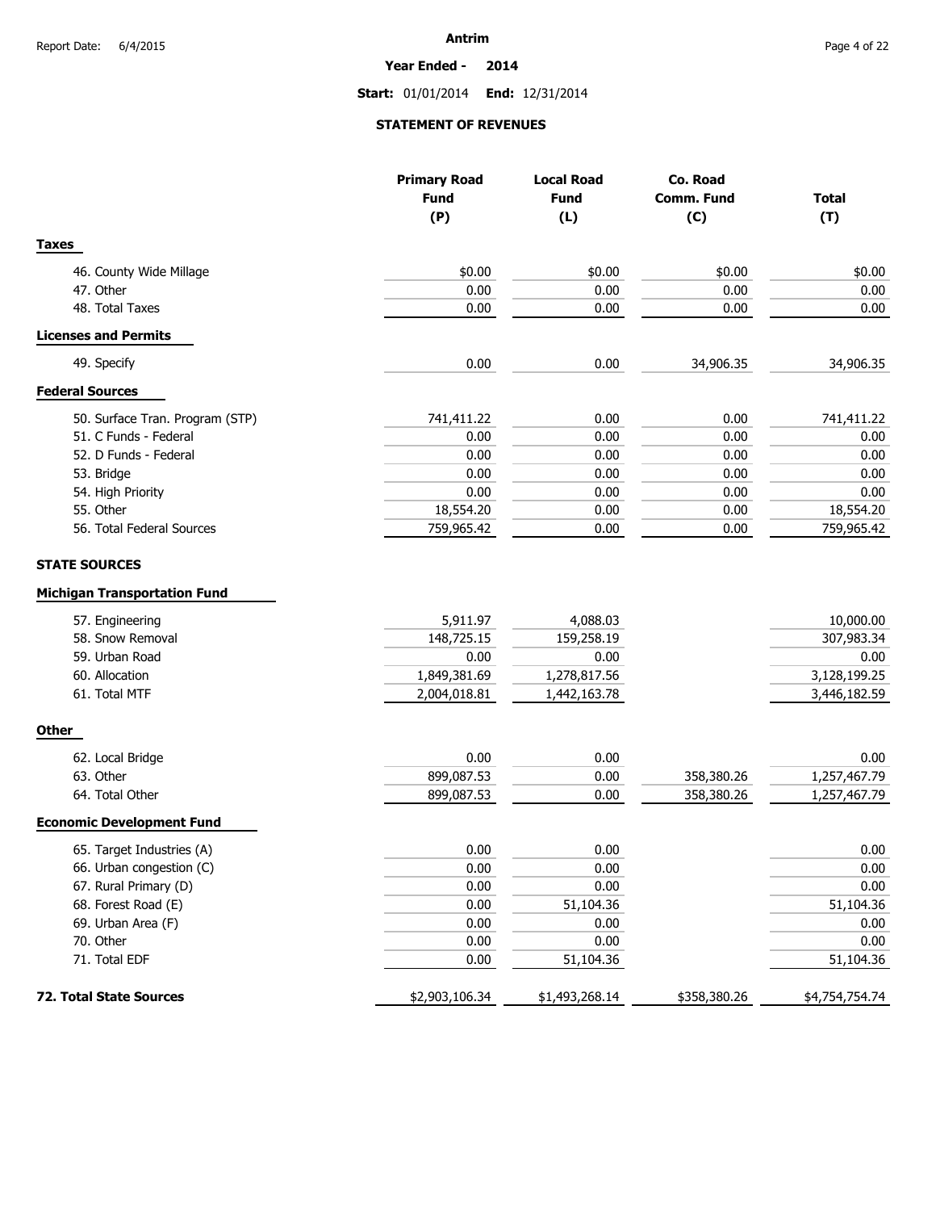# Antrim

**Year Ended - 2014**

**Start:** 01/01/2014 **End:** 12/31/2014

## STATEMENT OF REVENUES

| | Primary Road Fund (P) | Local Road Fund (L) | Co. Road Comm. Fund (C) | Total (T) |
|---|---|---|---|---|
| **Taxes** | | | | |
| 46. County Wide Millage | $0.00 | $0.00 | $0.00 | $0.00 |
| 47. Other | 0.00 | 0.00 | 0.00 | 0.00 |
| 48. Total Taxes | 0.00 | 0.00 | 0.00 | 0.00 |
| **Licenses and Permits** | | | | |
| 49. Specify | 0.00 | 0.00 | 34,906.35 | 34,906.35 |
| **Federal Sources** | | | | |
| 50. Surface Tran. Program (STP) | 741,411.22 | 0.00 | 0.00 | 741,411.22 |
| 51. C Funds - Federal | 0.00 | 0.00 | 0.00 | 0.00 |
| 52. D Funds - Federal | 0.00 | 0.00 | 0.00 | 0.00 |
| 53. Bridge | 0.00 | 0.00 | 0.00 | 0.00 |
| 54. High Priority | 0.00 | 0.00 | 0.00 | 0.00 |
| 55. Other | 18,554.20 | 0.00 | 0.00 | 18,554.20 |
| 56. Total Federal Sources | 759,965.42 | 0.00 | 0.00 | 759,965.42 |
| **STATE SOURCES** | | | | |
| **Michigan Transportation Fund** | | | | |
| 57. Engineering | 5,911.97 | 4,088.03 | | 10,000.00 |
| 58. Snow Removal | 148,725.15 | 159,258.19 | | 307,983.34 |
| 59. Urban Road | 0.00 | 0.00 | | 0.00 |
| 60. Allocation | 1,849,381.69 | 1,278,817.56 | | 3,128,199.25 |
| 61. Total MTF | 2,004,018.81 | 1,442,163.78 | | 3,446,182.59 |
| **Other** | | | | |
| 62. Local Bridge | 0.00 | 0.00 | | 0.00 |
| 63. Other | 899,087.53 | 0.00 | 358,380.26 | 1,257,467.79 |
| 64. Total Other | 899,087.53 | 0.00 | 358,380.26 | 1,257,467.79 |
| **Economic Development Fund** | | | | |
| 65. Target Industries (A) | 0.00 | 0.00 | | 0.00 |
| 66. Urban congestion (C) | 0.00 | 0.00 | | 0.00 |
| 67. Rural Primary (D) | 0.00 | 0.00 | | 0.00 |
| 68. Forest Road (E) | 0.00 | 51,104.36 | | 51,104.36 |
| 69. Urban Area (F) | 0.00 | 0.00 | | 0.00 |
| 70. Other | 0.00 | 0.00 | | 0.00 |
| 71. Total EDF | 0.00 | 51,104.36 | | 51,104.36 |
| **72. Total State Sources** | $2,903,106.34 | $1,493,268.14 | $358,380.26 | $4,754,754.74 |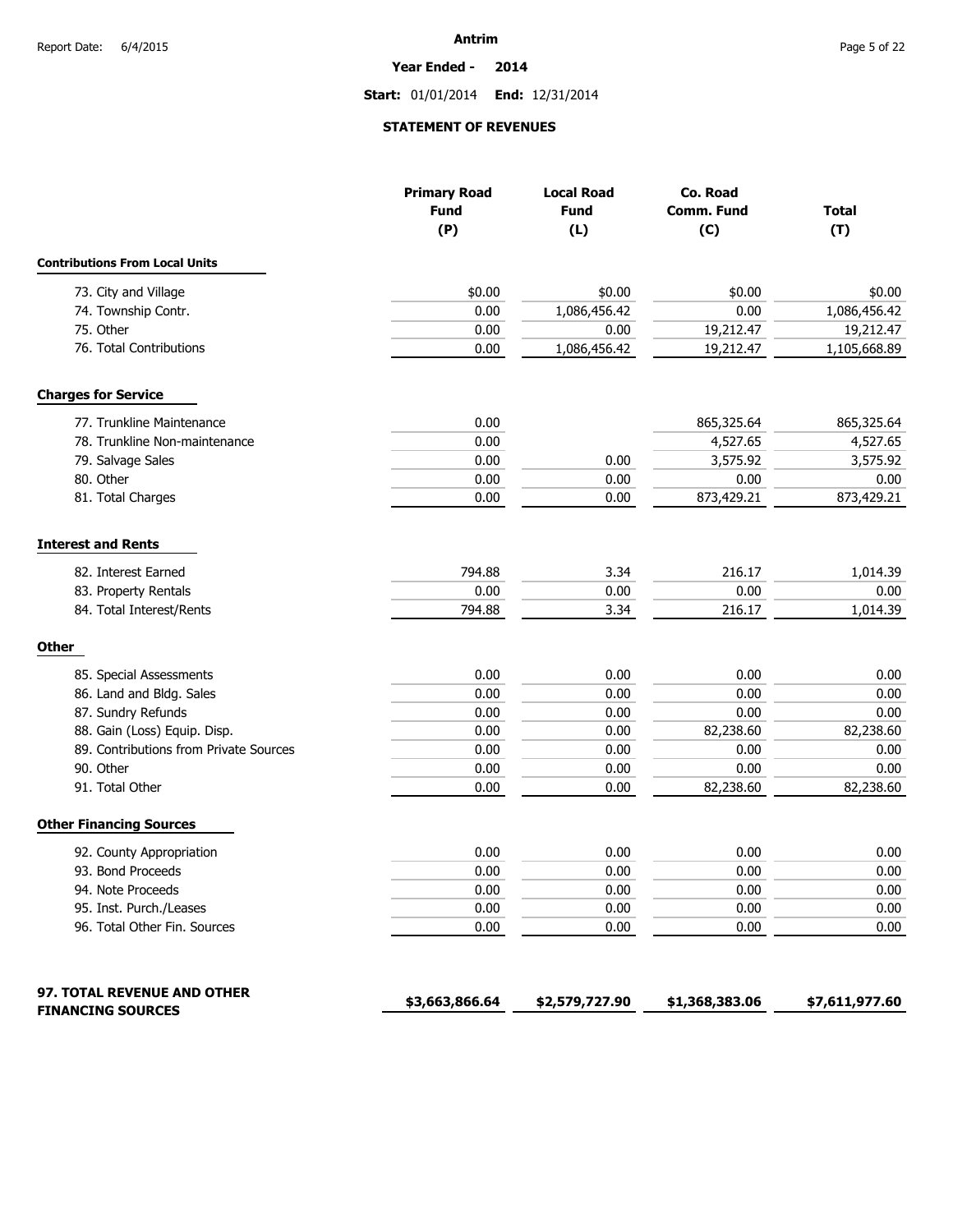**Antrim**

**Year Ended - 2014**

**Start:** 01/01/2014 **End:** 12/31/2014

## STATEMENT OF REVENUES

| | Primary Road Fund (P) | Local Road Fund (L) | Co. Road Comm. Fund (C) | Total (T) |
|---|---|---|---|---|
| **Contributions From Local Units** | | | | |
| 73. City and Village | $0.00 | $0.00 | $0.00 | $0.00 |
| 74. Township Contr. | 0.00 | 1,086,456.42 | 0.00 | 1,086,456.42 |
| 75. Other | 0.00 | 0.00 | 19,212.47 | 19,212.47 |
| 76. Total Contributions | 0.00 | 1,086,456.42 | 19,212.47 | 1,105,668.89 |
| **Charges for Service** | | | | |
| 77. Trunkline Maintenance | 0.00 | | 865,325.64 | 865,325.64 |
| 78. Trunkline Non-maintenance | 0.00 | | 4,527.65 | 4,527.65 |
| 79. Salvage Sales | 0.00 | 0.00 | 3,575.92 | 3,575.92 |
| 80. Other | 0.00 | 0.00 | 0.00 | 0.00 |
| 81. Total Charges | 0.00 | 0.00 | 873,429.21 | 873,429.21 |
| **Interest and Rents** | | | | |
| 82. Interest Earned | 794.88 | 3.34 | 216.17 | 1,014.39 |
| 83. Property Rentals | 0.00 | 0.00 | 0.00 | 0.00 |
| 84. Total Interest/Rents | 794.88 | 3.34 | 216.17 | 1,014.39 |
| **Other** | | | | |
| 85. Special Assessments | 0.00 | 0.00 | 0.00 | 0.00 |
| 86. Land and Bldg. Sales | 0.00 | 0.00 | 0.00 | 0.00 |
| 87. Sundry Refunds | 0.00 | 0.00 | 0.00 | 0.00 |
| 88. Gain (Loss) Equip. Disp. | 0.00 | 0.00 | 82,238.60 | 82,238.60 |
| 89. Contributions from Private Sources | 0.00 | 0.00 | 0.00 | 0.00 |
| 90. Other | 0.00 | 0.00 | 0.00 | 0.00 |
| 91. Total Other | 0.00 | 0.00 | 82,238.60 | 82,238.60 |
| **Other Financing Sources** | | | | |
| 92. County Appropriation | 0.00 | 0.00 | 0.00 | 0.00 |
| 93. Bond Proceeds | 0.00 | 0.00 | 0.00 | 0.00 |
| 94. Note Proceeds | 0.00 | 0.00 | 0.00 | 0.00 |
| 95. Inst. Purch./Leases | 0.00 | 0.00 | 0.00 | 0.00 |
| 96. Total Other Fin. Sources | 0.00 | 0.00 | 0.00 | 0.00 |
| **97. TOTAL REVENUE AND OTHER FINANCING SOURCES** | **$3,663,866.64** | **$2,579,727.90** | **$1,368,383.06** | **$7,611,977.60** |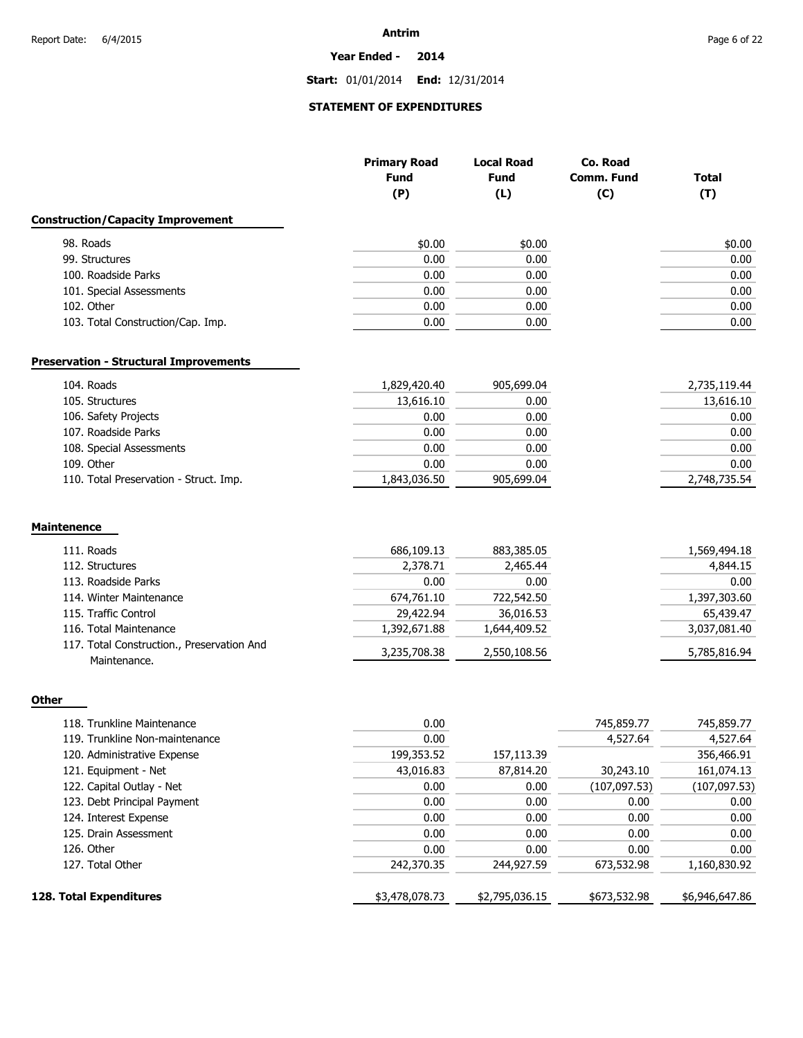# Antrim

**Year Ended - 2014**

**Start:** 01/01/2014 **End:** 12/31/2014

## STATEMENT OF EXPENDITURES

| | Primary Road Fund (P) | Local Road Fund (L) | Co. Road Comm. Fund (C) | Total (T) |
|---|---|---|---|---|
| **Construction/Capacity Improvement** | | | | |
| 98. Roads | $0.00 | $0.00 | | $0.00 |
| 99. Structures | 0.00 | 0.00 | | 0.00 |
| 100. Roadside Parks | 0.00 | 0.00 | | 0.00 |
| 101. Special Assessments | 0.00 | 0.00 | | 0.00 |
| 102. Other | 0.00 | 0.00 | | 0.00 |
| 103. Total Construction/Cap. Imp. | 0.00 | 0.00 | | 0.00 |
| **Preservation - Structural Improvements** | | | | |
| 104. Roads | 1,829,420.40 | 905,699.04 | | 2,735,119.44 |
| 105. Structures | 13,616.10 | 0.00 | | 13,616.10 |
| 106. Safety Projects | 0.00 | 0.00 | | 0.00 |
| 107. Roadside Parks | 0.00 | 0.00 | | 0.00 |
| 108. Special Assessments | 0.00 | 0.00 | | 0.00 |
| 109. Other | 0.00 | 0.00 | | 0.00 |
| 110. Total Preservation - Struct. Imp. | 1,843,036.50 | 905,699.04 | | 2,748,735.54 |
| **Maintenence** | | | | |
| 111. Roads | 686,109.13 | 883,385.05 | | 1,569,494.18 |
| 112. Structures | 2,378.71 | 2,465.44 | | 4,844.15 |
| 113. Roadside Parks | 0.00 | 0.00 | | 0.00 |
| 114. Winter Maintenance | 674,761.10 | 722,542.50 | | 1,397,303.60 |
| 115. Traffic Control | 29,422.94 | 36,016.53 | | 65,439.47 |
| 116. Total Maintenance | 1,392,671.88 | 1,644,409.52 | | 3,037,081.40 |
| 117. Total Construction., Preservation And Maintenance. | 3,235,708.38 | 2,550,108.56 | | 5,785,816.94 |
| **Other** | | | | |
| 118. Trunkline Maintenance | 0.00 | | 745,859.77 | 745,859.77 |
| 119. Trunkline Non-maintenance | 0.00 | | 4,527.64 | 4,527.64 |
| 120. Administrative Expense | 199,353.52 | 157,113.39 | | 356,466.91 |
| 121. Equipment - Net | 43,016.83 | 87,814.20 | 30,243.10 | 161,074.13 |
| 122. Capital Outlay - Net | 0.00 | 0.00 | (107,097.53) | (107,097.53) |
| 123. Debt Principal Payment | 0.00 | 0.00 | 0.00 | 0.00 |
| 124. Interest Expense | 0.00 | 0.00 | 0.00 | 0.00 |
| 125. Drain Assessment | 0.00 | 0.00 | 0.00 | 0.00 |
| 126. Other | 0.00 | 0.00 | 0.00 | 0.00 |
| 127. Total Other | 242,370.35 | 244,927.59 | 673,532.98 | 1,160,830.92 |
| **128. Total Expenditures** | $3,478,078.73 | $2,795,036.15 | $673,532.98 | $6,946,647.86 |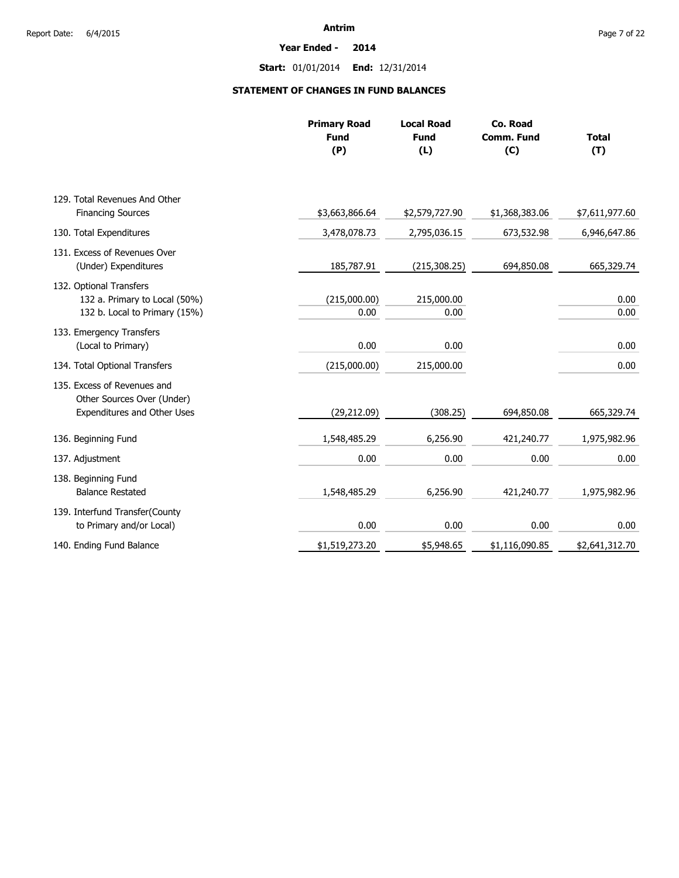**Antrim**

**Year Ended - 2014**

**Start:** 01/01/2014 **End:** 12/31/2014

## STATEMENT OF CHANGES IN FUND BALANCES

| | Primary Road Fund (P) | Local Road Fund (L) | Co. Road Comm. Fund (C) | Total (T) |
|---|---|---|---|---|
| 129. Total Revenues And Other Financing Sources | $3,663,866.64 | $2,579,727.90 | $1,368,383.06 | $7,611,977.60 |
| 130. Total Expenditures | 3,478,078.73 | 2,795,036.15 | 673,532.98 | 6,946,647.86 |
| 131. Excess of Revenues Over (Under) Expenditures | 185,787.91 | (215,308.25) | 694,850.08 | 665,329.74 |
| 132. Optional Transfers | | | | |
| 132 a. Primary to Local (50%) | (215,000.00) | 215,000.00 | | 0.00 |
| 132 b. Local to Primary (15%) | 0.00 | 0.00 | | 0.00 |
| 133. Emergency Transfers (Local to Primary) | 0.00 | 0.00 | | 0.00 |
| 134. Total Optional Transfers | (215,000.00) | 215,000.00 | | 0.00 |
| 135. Excess of Revenues and Other Sources Over (Under) Expenditures and Other Uses | (29,212.09) | (308.25) | 694,850.08 | 665,329.74 |
| 136. Beginning Fund | 1,548,485.29 | 6,256.90 | 421,240.77 | 1,975,982.96 |
| 137. Adjustment | 0.00 | 0.00 | 0.00 | 0.00 |
| 138. Beginning Fund Balance Restated | 1,548,485.29 | 6,256.90 | 421,240.77 | 1,975,982.96 |
| 139. Interfund Transfer(County to Primary and/or Local) | 0.00 | 0.00 | 0.00 | 0.00 |
| 140. Ending Fund Balance | $1,519,273.20 | $5,948.65 | $1,116,090.85 | $2,641,312.70 |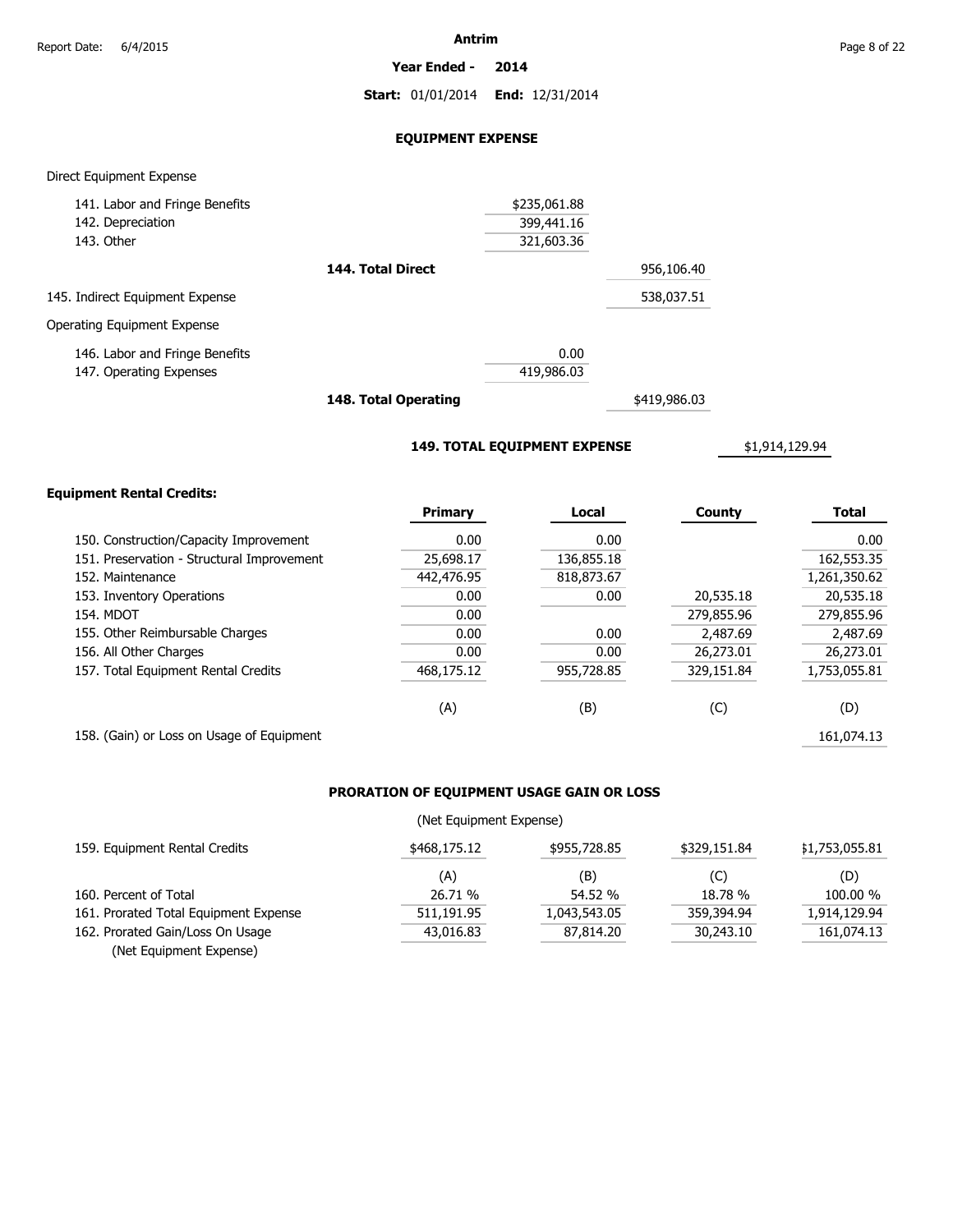Antrim

**Year Ended - 2014**

**Start:** 01/01/2014 **End:** 12/31/2014

## EQUIPMENT EXPENSE

Direct Equipment Expense

| | | | |
|---|---|---|---|
| 141. Labor and Fringe Benefits | $235,061.88 | | |
| 142. Depreciation | 399,441.16 | | |
| 143. Other | 321,603.36 | | |
| **144. Total Direct** | | 956,106.40 | |
| 145. Indirect Equipment Expense | | 538,037.51 | |

Operating Equipment Expense

| | | | |
|---|---|---|---|
| 146. Labor and Fringe Benefits | 0.00 | | |
| 147. Operating Expenses | 419,986.03 | | |
| **148. Total Operating** | | $419,986.03 | |
| **149. TOTAL EQUIPMENT EXPENSE** | | | $1,914,129.94 |

**Equipment Rental Credits:**

| | Primary | Local | County | Total |
|---|---|---|---|---|
| 150. Construction/Capacity Improvement | 0.00 | 0.00 | | 0.00 |
| 151. Preservation - Structural Improvement | 25,698.17 | 136,855.18 | | 162,553.35 |
| 152. Maintenance | 442,476.95 | 818,873.67 | | 1,261,350.62 |
| 153. Inventory Operations | 0.00 | 0.00 | 20,535.18 | 20,535.18 |
| 154. MDOT | 0.00 | | 279,855.96 | 279,855.96 |
| 155. Other Reimbursable Charges | 0.00 | 0.00 | 2,487.69 | 2,487.69 |
| 156. All Other Charges | 0.00 | 0.00 | 26,273.01 | 26,273.01 |
| 157. Total Equipment Rental Credits | 468,175.12 | 955,728.85 | 329,151.84 | 1,753,055.81 |
| | (A) | (B) | (C) | (D) |
| 158. (Gain) or Loss on Usage of Equipment | | | | 161,074.13 |

## PRORATION OF EQUIPMENT USAGE GAIN OR LOSS

(Net Equipment Expense)

| | | | | |
|---|---|---|---|---|
| 159. Equipment Rental Credits | $468,175.12 | $955,728.85 | $329,151.84 | $1,753,055.81 |
| | (A) | (B) | (C) | (D) |
| 160. Percent of Total | 26.71 % | 54.52 % | 18.78 % | 100.00 % |
| 161. Prorated Total Equipment Expense | 511,191.95 | 1,043,543.05 | 359,394.94 | 1,914,129.94 |
| 162. Prorated Gain/Loss On Usage (Net Equipment Expense) | 43,016.83 | 87,814.20 | 30,243.10 | 161,074.13 |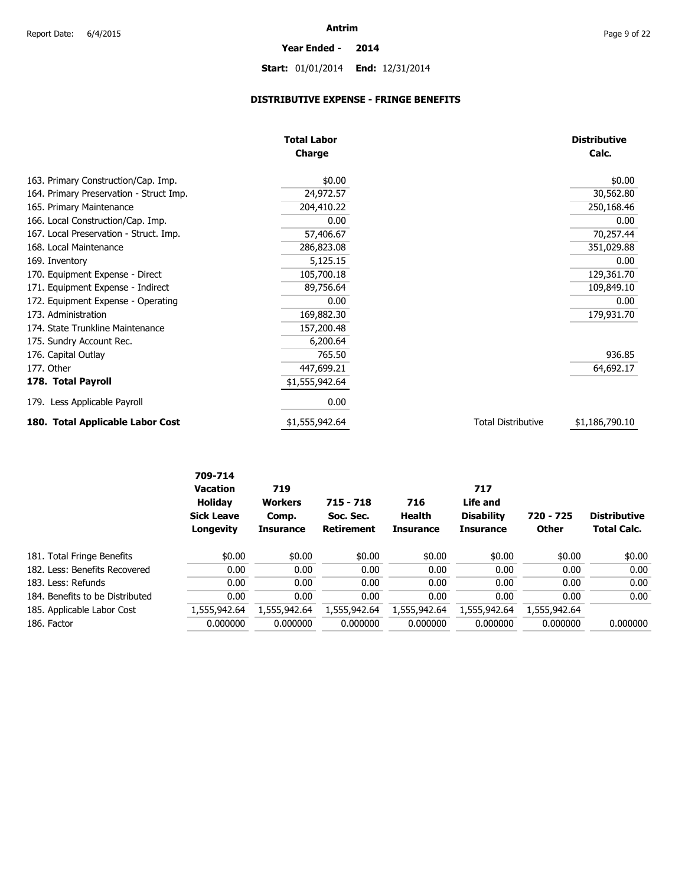Report Date: 6/4/2015

**Antrim**

**Year Ended - 2014**

**Start:** 01/01/2014 **End:** 12/31/2014

## DISTRIBUTIVE EXPENSE - FRINGE BENEFITS

| | Total Labor Charge | | Distributive Calc. |
|---|---|---|---|
| 163. Primary Construction/Cap. Imp. | $0.00 | | $0.00 |
| 164. Primary Preservation - Struct Imp. | 24,972.57 | | 30,562.80 |
| 165. Primary Maintenance | 204,410.22 | | 250,168.46 |
| 166. Local Construction/Cap. Imp. | 0.00 | | 0.00 |
| 167. Local Preservation - Struct. Imp. | 57,406.67 | | 70,257.44 |
| 168. Local Maintenance | 286,823.08 | | 351,029.88 |
| 169. Inventory | 5,125.15 | | 0.00 |
| 170. Equipment Expense - Direct | 105,700.18 | | 129,361.70 |
| 171. Equipment Expense - Indirect | 89,756.64 | | 109,849.10 |
| 172. Equipment Expense - Operating | 0.00 | | 0.00 |
| 173. Administration | 169,882.30 | | 179,931.70 |
| 174. State Trunkline Maintenance | 157,200.48 | | |
| 175. Sundry Account Rec. | 6,200.64 | | |
| 176. Capital Outlay | 765.50 | | 936.85 |
| 177. Other | 447,699.21 | | 64,692.17 |
| **178. Total Payroll** | $1,555,942.64 | | |
| 179. Less Applicable Payroll | 0.00 | | |
| **180. Total Applicable Labor Cost** | $1,555,942.64 | Total Distributive | $1,186,790.10 |

| | 709-714 Vacation Holiday Sick Leave Longevity | 719 Workers Comp. Insurance | 715 - 718 Soc. Sec. Retirement | 716 Health Insurance | 717 Life and Disability Insurance | 720 - 725 Other | Distributive Total Calc. |
|---|---|---|---|---|---|---|---|
| 181. Total Fringe Benefits | $0.00 | $0.00 | $0.00 | $0.00 | $0.00 | $0.00 | $0.00 |
| 182. Less: Benefits Recovered | 0.00 | 0.00 | 0.00 | 0.00 | 0.00 | 0.00 | 0.00 |
| 183. Less: Refunds | 0.00 | 0.00 | 0.00 | 0.00 | 0.00 | 0.00 | 0.00 |
| 184. Benefits to be Distributed | 0.00 | 0.00 | 0.00 | 0.00 | 0.00 | 0.00 | 0.00 |
| 185. Applicable Labor Cost | 1,555,942.64 | 1,555,942.64 | 1,555,942.64 | 1,555,942.64 | 1,555,942.64 | 1,555,942.64 | |
| 186. Factor | 0.000000 | 0.000000 | 0.000000 | 0.000000 | 0.000000 | 0.000000 | 0.000000 |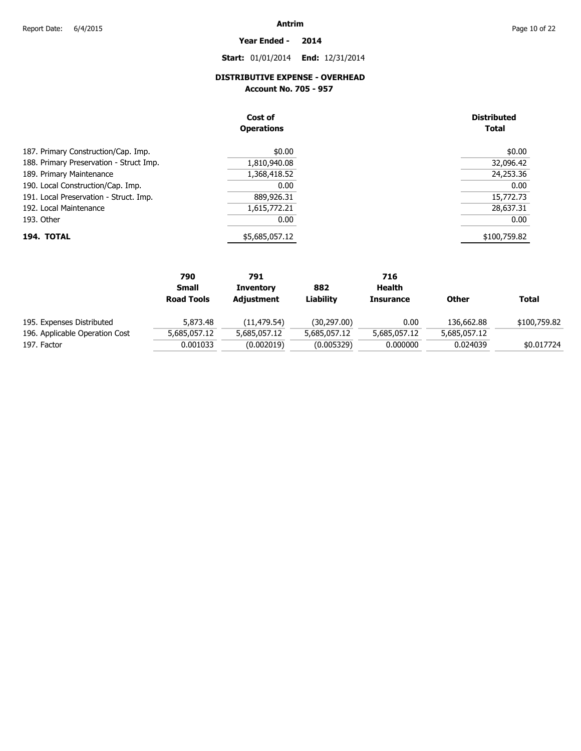# Antrim

**Year Ended - 2014**

**Start:** 01/01/2014 **End:** 12/31/2014

## DISTRIBUTIVE EXPENSE - OVERHEAD

### Account No. 705 - 957

| | Cost of Operations | Distributed Total |
|---|---|---|
| 187. Primary Construction/Cap. Imp. | $0.00 | $0.00 |
| 188. Primary Preservation - Struct Imp. | 1,810,940.08 | 32,096.42 |
| 189. Primary Maintenance | 1,368,418.52 | 24,253.36 |
| 190. Local Construction/Cap. Imp. | 0.00 | 0.00 |
| 191. Local Preservation - Struct. Imp. | 889,926.31 | 15,772.73 |
| 192. Local Maintenance | 1,615,772.21 | 28,637.31 |
| 193. Other | 0.00 | 0.00 |
| **194. TOTAL** | $5,685,057.12 | $100,759.82 |

| | 790 Small Road Tools | 791 Inventory Adjustment | 882 Liability | 716 Health Insurance | Other | Total |
|---|---|---|---|---|---|---|
| 195. Expenses Distributed | 5,873.48 | (11,479.54) | (30,297.00) | 0.00 | 136,662.88 | $100,759.82 |
| 196. Applicable Operation Cost | 5,685,057.12 | 5,685,057.12 | 5,685,057.12 | 5,685,057.12 | 5,685,057.12 | |
| 197. Factor | 0.001033 | (0.002019) | (0.005329) | 0.000000 | 0.024039 | $0.017724 |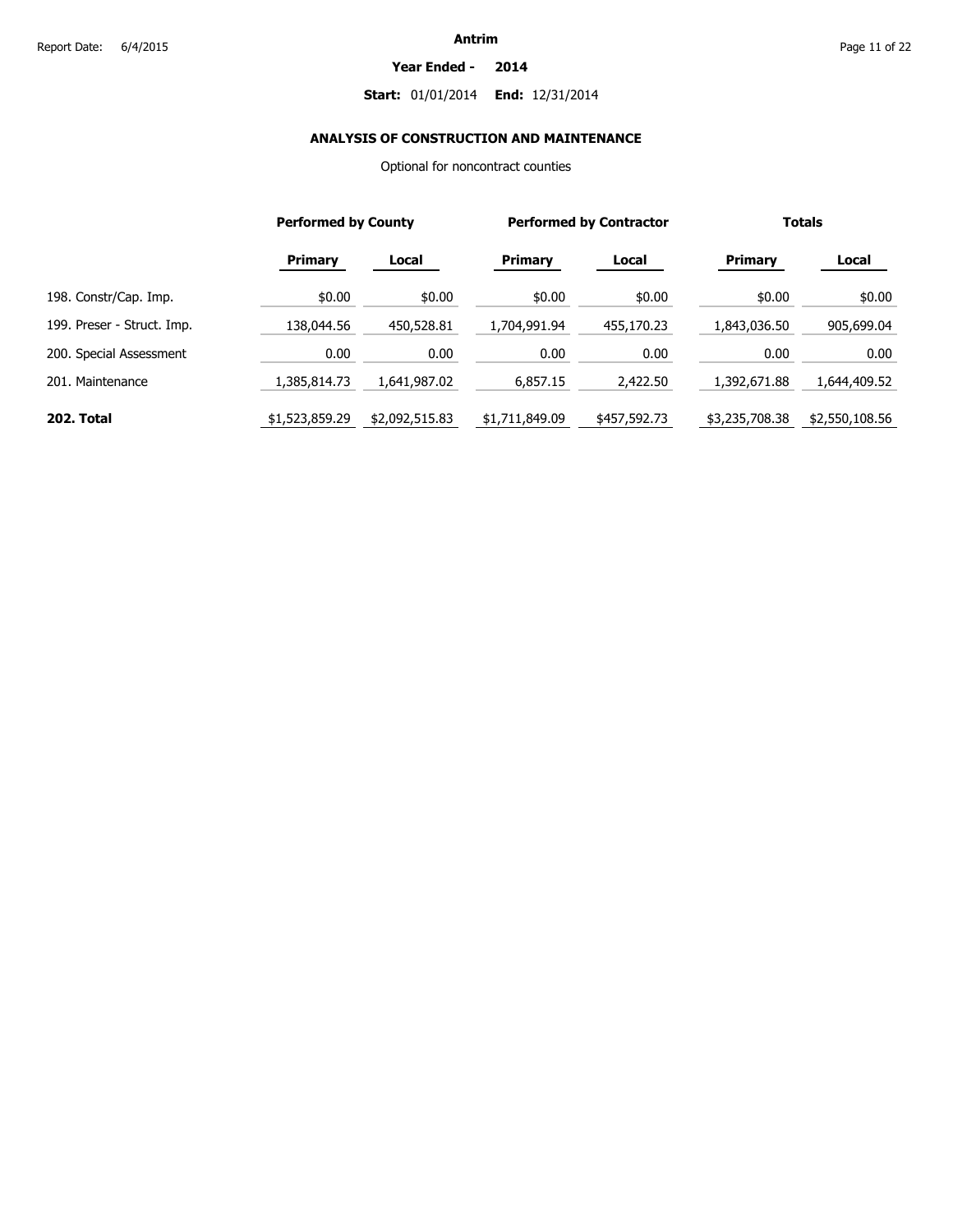**Antrim**

**Year Ended - 2014**

**Start:** 01/01/2014 **End:** 12/31/2014

## ANALYSIS OF CONSTRUCTION AND MAINTENANCE

Optional for noncontract counties

| | Performed by County | | Performed by Contractor | | Totals | |
|---|---|---|---|---|---|---|
| | **Primary** | **Local** | **Primary** | **Local** | **Primary** | **Local** |
| 198. Constr/Cap. Imp. | $0.00 | $0.00 | $0.00 | $0.00 | $0.00 | $0.00 |
| 199. Preser - Struct. Imp. | 138,044.56 | 450,528.81 | 1,704,991.94 | 455,170.23 | 1,843,036.50 | 905,699.04 |
| 200. Special Assessment | 0.00 | 0.00 | 0.00 | 0.00 | 0.00 | 0.00 |
| 201. Maintenance | 1,385,814.73 | 1,641,987.02 | 6,857.15 | 2,422.50 | 1,392,671.88 | 1,644,409.52 |
| **202. Total** | $1,523,859.29 | $2,092,515.83 | $1,711,849.09 | $457,592.73 | $3,235,708.38 | $2,550,108.56 |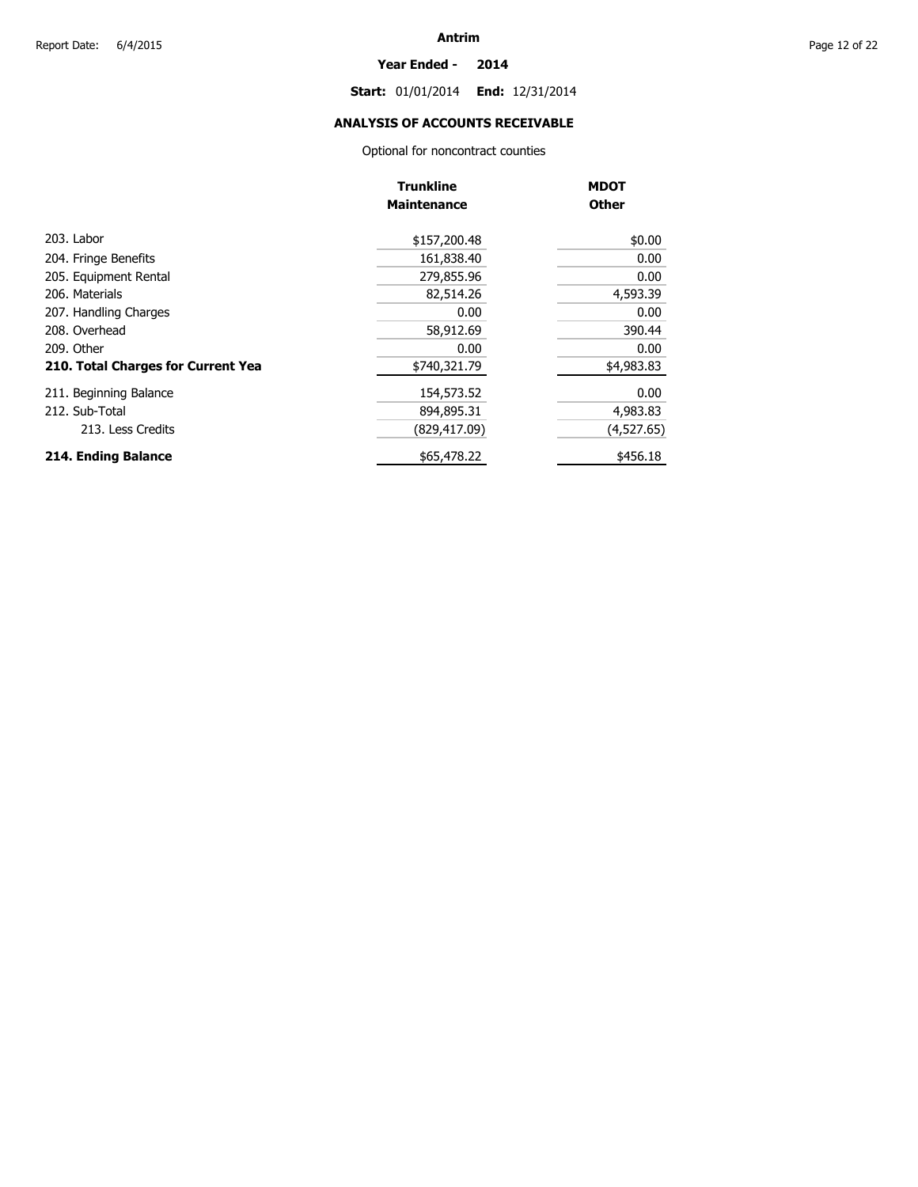**Antrim**

**Year Ended - 2014**

**Start:** 01/01/2014 **End:** 12/31/2014

## ANALYSIS OF ACCOUNTS RECEIVABLE

Optional for noncontract counties

| | Trunkline Maintenance | MDOT Other |
|---|---|---|
| 203. Labor | $157,200.48 | $0.00 |
| 204. Fringe Benefits | 161,838.40 | 0.00 |
| 205. Equipment Rental | 279,855.96 | 0.00 |
| 206. Materials | 82,514.26 | 4,593.39 |
| 207. Handling Charges | 0.00 | 0.00 |
| 208. Overhead | 58,912.69 | 390.44 |
| 209. Other | 0.00 | 0.00 |
| **210. Total Charges for Current Yea** | $740,321.79 | $4,983.83 |
| 211. Beginning Balance | 154,573.52 | 0.00 |
| 212. Sub-Total | 894,895.31 | 4,983.83 |
| 213. Less Credits | (829,417.09) | (4,527.65) |
| **214. Ending Balance** | $65,478.22 | $456.18 |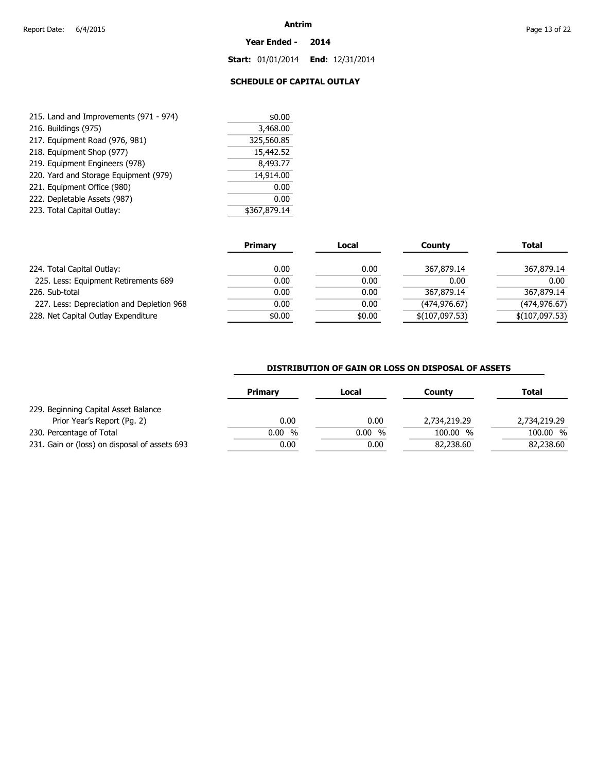# Antrim

**Year Ended - 2014**

**Start:** 01/01/2014 **End:** 12/31/2014

## SCHEDULE OF CAPITAL OUTLAY

| | |
|---|---|
| 215. Land and Improvements (971 - 974) | $0.00 |
| 216. Buildings (975) | 3,468.00 |
| 217. Equipment Road (976, 981) | 325,560.85 |
| 218. Equipment Shop (977) | 15,442.52 |
| 219. Equipment Engineers (978) | 8,493.77 |
| 220. Yard and Storage Equipment (979) | 14,914.00 |
| 221. Equipment Office (980) | 0.00 |
| 222. Depletable Assets (987) | 0.00 |
| 223. Total Capital Outlay: | $367,879.14 |

| | Primary | Local | County | Total |
|---|---|---|---|---|
| 224. Total Capital Outlay: | 0.00 | 0.00 | 367,879.14 | 367,879.14 |
| 225. Less: Equipment Retirements 689 | 0.00 | 0.00 | 0.00 | 0.00 |
| 226. Sub-total | 0.00 | 0.00 | 367,879.14 | 367,879.14 |
| 227. Less: Depreciation and Depletion 968 | 0.00 | 0.00 | (474,976.67) | (474,976.67) |
| 228. Net Capital Outlay Expenditure | $0.00 | $0.00 | $(107,097.53) | $(107,097.53) |

## DISTRIBUTION OF GAIN OR LOSS ON DISPOSAL OF ASSETS

| | Primary | Local | County | Total |
|---|---|---|---|---|
| 229. Beginning Capital Asset Balance Prior Year's Report (Pg. 2) | 0.00 | 0.00 | 2,734,219.29 | 2,734,219.29 |
| 230. Percentage of Total | 0.00 % | 0.00 % | 100.00 % | 100.00 % |
| 231. Gain or (loss) on disposal of assets 693 | 0.00 | 0.00 | 82,238.60 | 82,238.60 |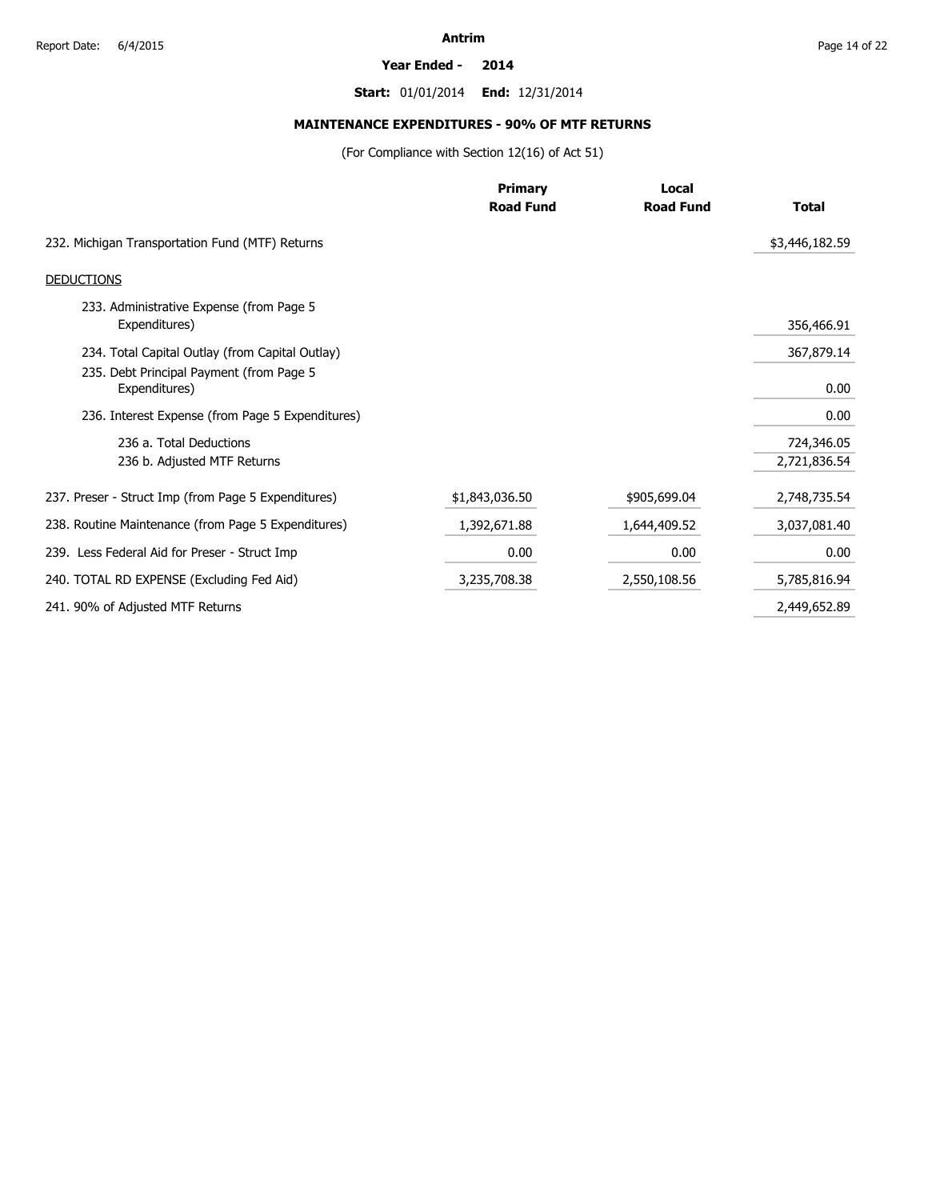# Antrim

**Year Ended - 2014**

**Start:** 01/01/2014 **End:** 12/31/2014

## MAINTENANCE EXPENDITURES - 90% OF MTF RETURNS

(For Compliance with Section 12(16) of Act 51)

| | Primary Road Fund | Local Road Fund | Total |
|---|---|---|---|
| 232. Michigan Transportation Fund (MTF) Returns | | | $3,446,182.59 |
| DEDUCTIONS | | | |
| 233. Administrative Expense (from Page 5 Expenditures) | | | 356,466.91 |
| 234. Total Capital Outlay (from Capital Outlay) | | | 367,879.14 |
| 235. Debt Principal Payment (from Page 5 Expenditures) | | | 0.00 |
| 236. Interest Expense (from Page 5 Expenditures) | | | 0.00 |
| 236 a. Total Deductions | | | 724,346.05 |
| 236 b. Adjusted MTF Returns | | | 2,721,836.54 |
| 237. Preser - Struct Imp (from Page 5 Expenditures) | $1,843,036.50 | $905,699.04 | 2,748,735.54 |
| 238. Routine Maintenance (from Page 5 Expenditures) | 1,392,671.88 | 1,644,409.52 | 3,037,081.40 |
| 239. Less Federal Aid for Preser - Struct Imp | 0.00 | 0.00 | 0.00 |
| 240. TOTAL RD EXPENSE (Excluding Fed Aid) | 3,235,708.38 | 2,550,108.56 | 5,785,816.94 |
| 241. 90% of Adjusted MTF Returns | | | 2,449,652.89 |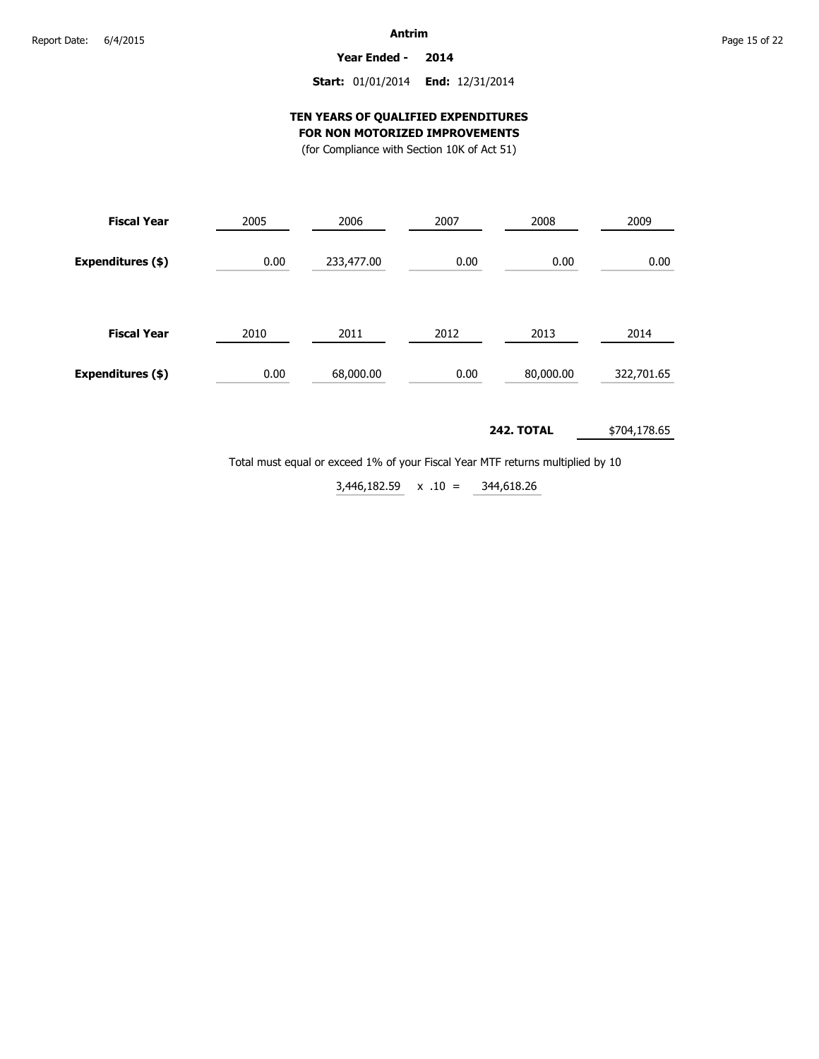**Antrim**

**Year Ended - 2014**

**Start:** 01/01/2014 **End:** 12/31/2014

## TEN YEARS OF QUALIFIED EXPENDITURES FOR NON MOTORIZED IMPROVEMENTS

(for Compliance with Section 10K of Act 51)

| **Fiscal Year** | 2005 | 2006 | 2007 | 2008 | 2009 |
|---|---|---|---|---|---|
| **Expenditures ($)** | 0.00 | 233,477.00 | 0.00 | 0.00 | 0.00 |

| **Fiscal Year** | 2010 | 2011 | 2012 | 2013 | 2014 |
|---|---|---|---|---|---|
| **Expenditures ($)** | 0.00 | 68,000.00 | 0.00 | 80,000.00 | 322,701.65 |

**242. TOTAL** $704,178.65

Total must equal or exceed 1% of your Fiscal Year MTF returns multiplied by 10

3,446,182.59 x .10 = 344,618.26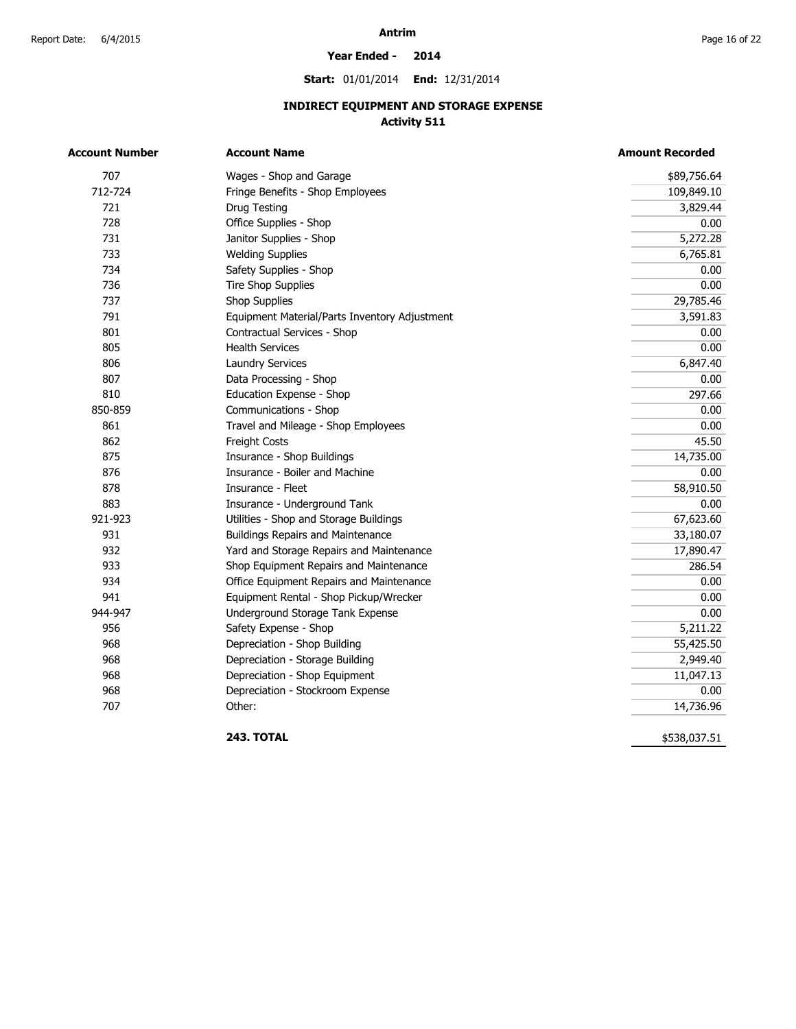**Antrim**

**Year Ended - 2014**

**Start:** 01/01/2014 **End:** 12/31/2014

## INDIRECT EQUIPMENT AND STORAGE EXPENSE
### Activity 511

| Account Number | Account Name | Amount Recorded |
|---|---|---|
| 707 | Wages - Shop and Garage | $89,756.64 |
| 712-724 | Fringe Benefits - Shop Employees | 109,849.10 |
| 721 | Drug Testing | 3,829.44 |
| 728 | Office Supplies - Shop | 0.00 |
| 731 | Janitor Supplies - Shop | 5,272.28 |
| 733 | Welding Supplies | 6,765.81 |
| 734 | Safety Supplies - Shop | 0.00 |
| 736 | Tire Shop Supplies | 0.00 |
| 737 | Shop Supplies | 29,785.46 |
| 791 | Equipment Material/Parts Inventory Adjustment | 3,591.83 |
| 801 | Contractual Services - Shop | 0.00 |
| 805 | Health Services | 0.00 |
| 806 | Laundry Services | 6,847.40 |
| 807 | Data Processing - Shop | 0.00 |
| 810 | Education Expense - Shop | 297.66 |
| 850-859 | Communications - Shop | 0.00 |
| 861 | Travel and Mileage - Shop Employees | 0.00 |
| 862 | Freight Costs | 45.50 |
| 875 | Insurance - Shop Buildings | 14,735.00 |
| 876 | Insurance - Boiler and Machine | 0.00 |
| 878 | Insurance - Fleet | 58,910.50 |
| 883 | Insurance - Underground Tank | 0.00 |
| 921-923 | Utilities - Shop and Storage Buildings | 67,623.60 |
| 931 | Buildings Repairs and Maintenance | 33,180.07 |
| 932 | Yard and Storage Repairs and Maintenance | 17,890.47 |
| 933 | Shop Equipment Repairs and Maintenance | 286.54 |
| 934 | Office Equipment Repairs and Maintenance | 0.00 |
| 941 | Equipment Rental - Shop Pickup/Wrecker | 0.00 |
| 944-947 | Underground Storage Tank Expense | 0.00 |
| 956 | Safety Expense - Shop | 5,211.22 |
| 968 | Depreciation - Shop Building | 55,425.50 |
| 968 | Depreciation - Storage Building | 2,949.40 |
| 968 | Depreciation - Shop Equipment | 11,047.13 |
| 968 | Depreciation - Stockroom Expense | 0.00 |
| 707 | Other: | 14,736.96 |
| | **243. TOTAL** | $538,037.51 |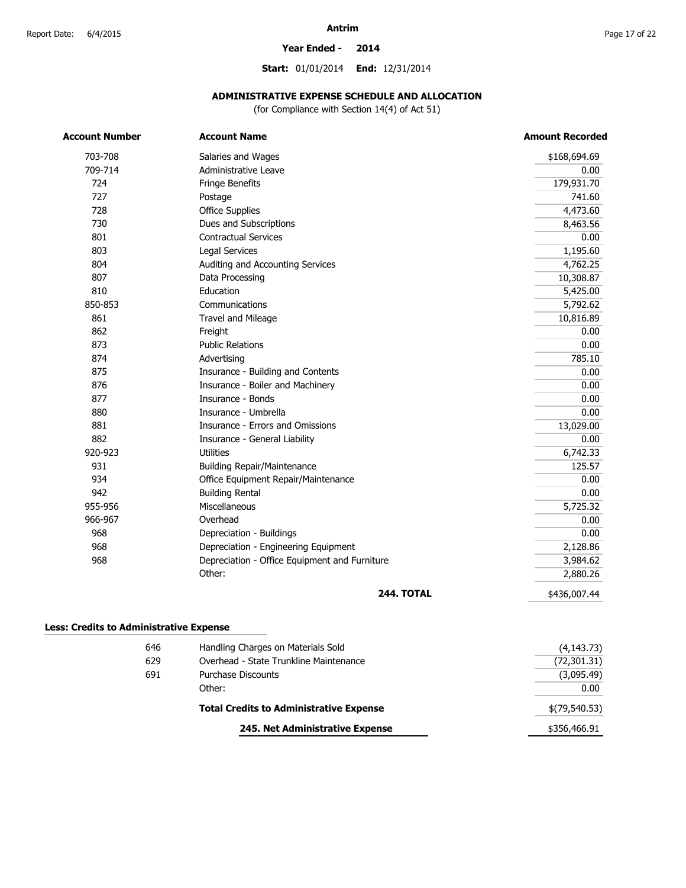# Antrim

**Year Ended - 2014**

**Start:** 01/01/2014 **End:** 12/31/2014

## ADMINISTRATIVE EXPENSE SCHEDULE AND ALLOCATION

(for Compliance with Section 14(4) of Act 51)

| Account Number | Account Name | Amount Recorded |
|---|---|---|
| 703-708 | Salaries and Wages | $168,694.69 |
| 709-714 | Administrative Leave | 0.00 |
| 724 | Fringe Benefits | 179,931.70 |
| 727 | Postage | 741.60 |
| 728 | Office Supplies | 4,473.60 |
| 730 | Dues and Subscriptions | 8,463.56 |
| 801 | Contractual Services | 0.00 |
| 803 | Legal Services | 1,195.60 |
| 804 | Auditing and Accounting Services | 4,762.25 |
| 807 | Data Processing | 10,308.87 |
| 810 | Education | 5,425.00 |
| 850-853 | Communications | 5,792.62 |
| 861 | Travel and Mileage | 10,816.89 |
| 862 | Freight | 0.00 |
| 873 | Public Relations | 0.00 |
| 874 | Advertising | 785.10 |
| 875 | Insurance - Building and Contents | 0.00 |
| 876 | Insurance - Boiler and Machinery | 0.00 |
| 877 | Insurance - Bonds | 0.00 |
| 880 | Insurance - Umbrella | 0.00 |
| 881 | Insurance - Errors and Omissions | 13,029.00 |
| 882 | Insurance - General Liability | 0.00 |
| 920-923 | Utilities | 6,742.33 |
| 931 | Building Repair/Maintenance | 125.57 |
| 934 | Office Equipment Repair/Maintenance | 0.00 |
| 942 | Building Rental | 0.00 |
| 955-956 | Miscellaneous | 5,725.32 |
| 966-967 | Overhead | 0.00 |
| 968 | Depreciation - Buildings | 0.00 |
| 968 | Depreciation - Engineering Equipment | 2,128.86 |
| 968 | Depreciation - Office Equipment and Furniture | 3,984.62 |
| | Other: | 2,880.26 |
| | **244. TOTAL** | $436,007.44 |

**Less: Credits to Administrative Expense**

| Account Number | Account Name | Amount Recorded |
|---|---|---|
| 646 | Handling Charges on Materials Sold | (4,143.73) |
| 629 | Overhead - State Trunkline Maintenance | (72,301.31) |
| 691 | Purchase Discounts | (3,095.49) |
| | Other: | 0.00 |
| | **Total Credits to Administrative Expense** | $(79,540.53) |
| | **245. Net Administrative Expense** | $356,466.91 |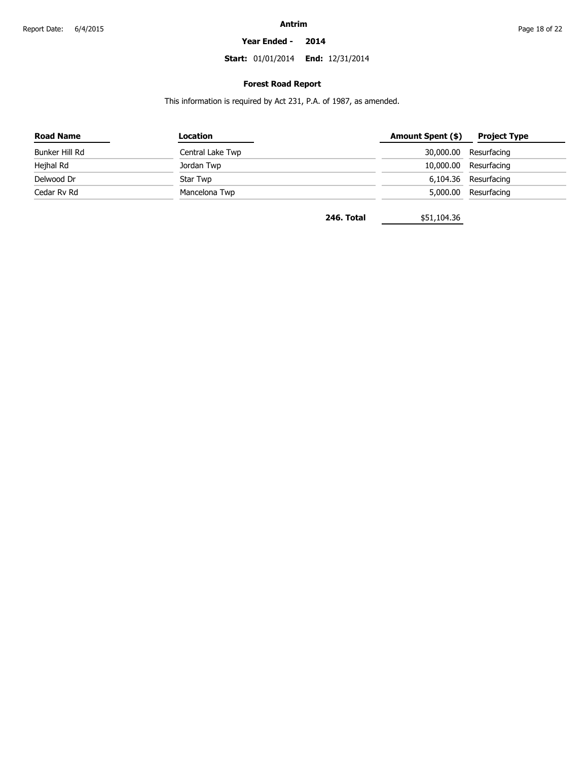# Antrim

**Year Ended - 2014**

**Start:** 01/01/2014 **End:** 12/31/2014

## Forest Road Report

This information is required by Act 231, P.A. of 1987, as amended.

| Road Name | Location | Amount Spent ($) | Project Type |
|---|---|---|---|
| Bunker Hill Rd | Central Lake Twp | 30,000.00 | Resurfacing |
| Hejhal Rd | Jordan Twp | 10,000.00 | Resurfacing |
| Delwood Dr | Star Twp | 6,104.36 | Resurfacing |
| Cedar Rv Rd | Mancelona Twp | 5,000.00 | Resurfacing |
| | **246. Total** | $51,104.36 | |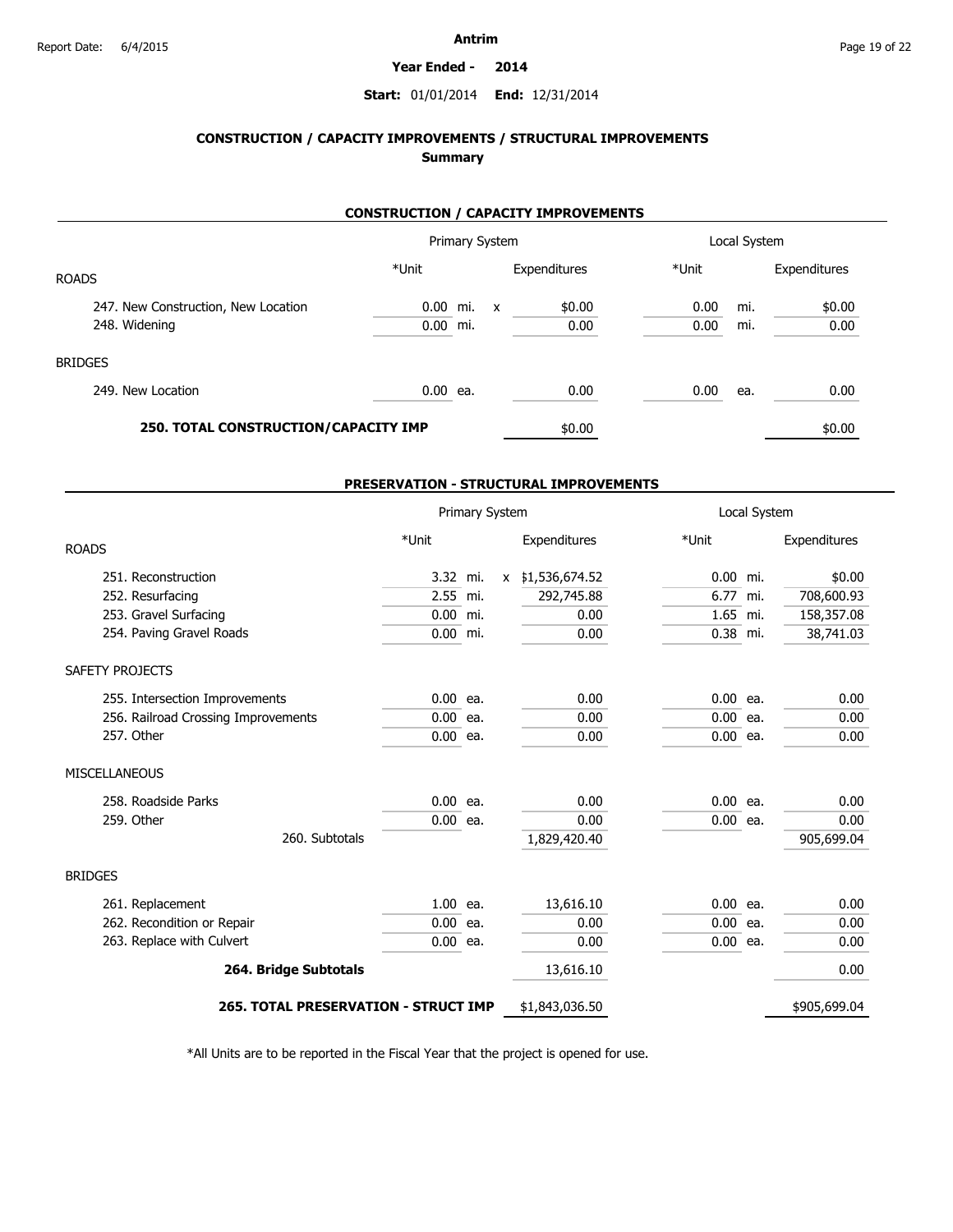Antrim

Year Ended - 2014

Start: 01/01/2014 End: 12/31/2014

## CONSTRUCTION / CAPACITY IMPROVEMENTS / STRUCTURAL IMPROVEMENTS
### Summary

### CONSTRUCTION / CAPACITY IMPROVEMENTS

| | Primary System | | | Local System | |
|---|---|---|---|---|---|
| ROADS | *Unit | | Expenditures | *Unit | Expenditures |
| 247. New Construction, New Location | 0.00 mi. | x | $0.00 | 0.00 mi. | $0.00 |
| 248. Widening | 0.00 mi. | | 0.00 | 0.00 mi. | 0.00 |
| BRIDGES | | | | | |
| 249. New Location | 0.00 ea. | | 0.00 | 0.00 ea. | 0.00 |
| **250. TOTAL CONSTRUCTION/CAPACITY IMP** | | | $0.00 | | $0.00 |

### PRESERVATION - STRUCTURAL IMPROVEMENTS

| | Primary System | | | Local System | |
|---|---|---|---|---|---|
| ROADS | *Unit | | Expenditures | *Unit | Expenditures |
| 251. Reconstruction | 3.32 mi. | x | $1,536,674.52 | 0.00 mi. | $0.00 |
| 252. Resurfacing | 2.55 mi. | | 292,745.88 | 6.77 mi. | 708,600.93 |
| 253. Gravel Surfacing | 0.00 mi. | | 0.00 | 1.65 mi. | 158,357.08 |
| 254. Paving Gravel Roads | 0.00 mi. | | 0.00 | 0.38 mi. | 38,741.03 |
| SAFETY PROJECTS | | | | | |
| 255. Intersection Improvements | 0.00 ea. | | 0.00 | 0.00 ea. | 0.00 |
| 256. Railroad Crossing Improvements | 0.00 ea. | | 0.00 | 0.00 ea. | 0.00 |
| 257. Other | 0.00 ea. | | 0.00 | 0.00 ea. | 0.00 |
| MISCELLANEOUS | | | | | |
| 258. Roadside Parks | 0.00 ea. | | 0.00 | 0.00 ea. | 0.00 |
| 259. Other | 0.00 ea. | | 0.00 | 0.00 ea. | 0.00 |
| 260. Subtotals | | | 1,829,420.40 | | 905,699.04 |
| BRIDGES | | | | | |
| 261. Replacement | 1.00 ea. | | 13,616.10 | 0.00 ea. | 0.00 |
| 262. Recondition or Repair | 0.00 ea. | | 0.00 | 0.00 ea. | 0.00 |
| 263. Replace with Culvert | 0.00 ea. | | 0.00 | 0.00 ea. | 0.00 |
| **264. Bridge Subtotals** | | | 13,616.10 | | 0.00 |
| **265. TOTAL PRESERVATION - STRUCT IMP** | | | $1,843,036.50 | | $905,699.04 |

*All Units are to be reported in the Fiscal Year that the project is opened for use.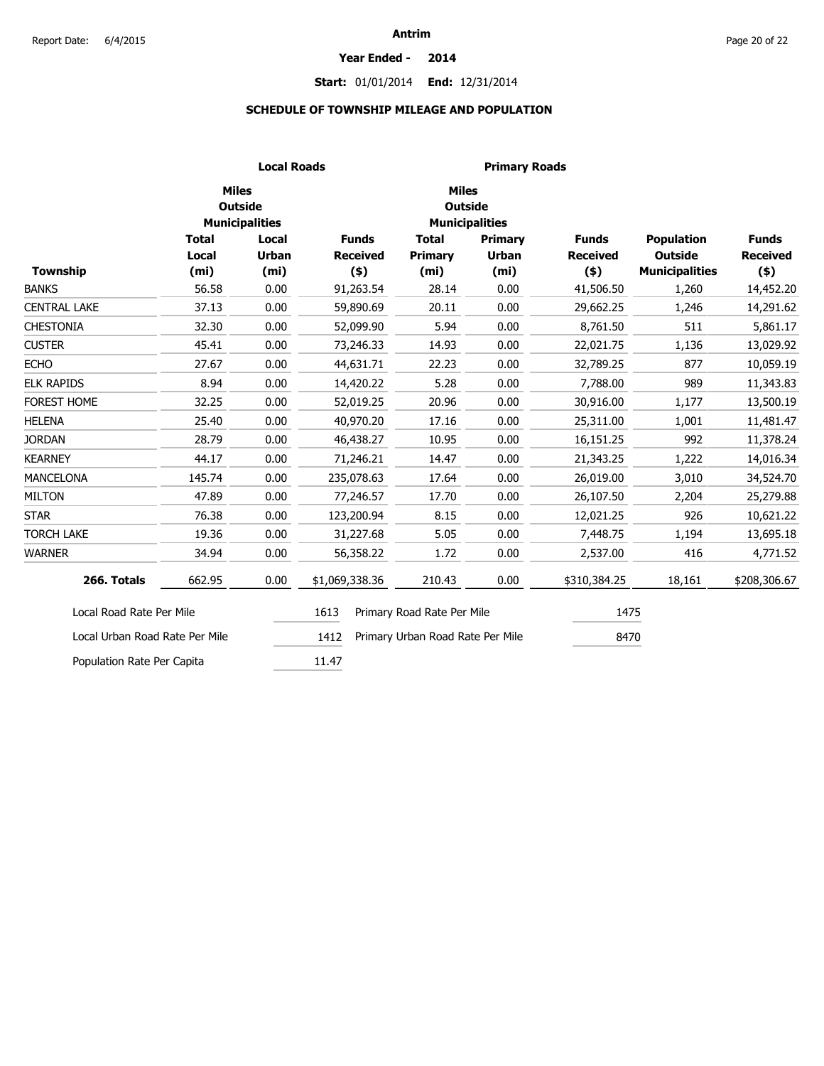**Antrim**

**Year Ended - 2014**

**Start:** 01/01/2014 **End:** 12/31/2014

## SCHEDULE OF TOWNSHIP MILEAGE AND POPULATION

| | Local Roads | | | Primary Roads | | | | |
|---|---|---|---|---|---|---|---|---|
| | | Miles Outside Municipalities | | | Miles Outside Municipalities | | | |
| **Township** | **Total Local (mi)** | **Local Urban (mi)** | **Funds Received ($)** | **Total Primary (mi)** | **Primary Urban (mi)** | **Funds Received ($)** | **Population Outside Municipalities** | **Funds Received ($)** |
| BANKS | 56.58 | 0.00 | 91,263.54 | 28.14 | 0.00 | 41,506.50 | 1,260 | 14,452.20 |
| CENTRAL LAKE | 37.13 | 0.00 | 59,890.69 | 20.11 | 0.00 | 29,662.25 | 1,246 | 14,291.62 |
| CHESTONIA | 32.30 | 0.00 | 52,099.90 | 5.94 | 0.00 | 8,761.50 | 511 | 5,861.17 |
| CUSTER | 45.41 | 0.00 | 73,246.33 | 14.93 | 0.00 | 22,021.75 | 1,136 | 13,029.92 |
| ECHO | 27.67 | 0.00 | 44,631.71 | 22.23 | 0.00 | 32,789.25 | 877 | 10,059.19 |
| ELK RAPIDS | 8.94 | 0.00 | 14,420.22 | 5.28 | 0.00 | 7,788.00 | 989 | 11,343.83 |
| FOREST HOME | 32.25 | 0.00 | 52,019.25 | 20.96 | 0.00 | 30,916.00 | 1,177 | 13,500.19 |
| HELENA | 25.40 | 0.00 | 40,970.20 | 17.16 | 0.00 | 25,311.00 | 1,001 | 11,481.47 |
| JORDAN | 28.79 | 0.00 | 46,438.27 | 10.95 | 0.00 | 16,151.25 | 992 | 11,378.24 |
| KEARNEY | 44.17 | 0.00 | 71,246.21 | 14.47 | 0.00 | 21,343.25 | 1,222 | 14,016.34 |
| MANCELONA | 145.74 | 0.00 | 235,078.63 | 17.64 | 0.00 | 26,019.00 | 3,010 | 34,524.70 |
| MILTON | 47.89 | 0.00 | 77,246.57 | 17.70 | 0.00 | 26,107.50 | 2,204 | 25,279.88 |
| STAR | 76.38 | 0.00 | 123,200.94 | 8.15 | 0.00 | 12,021.25 | 926 | 10,621.22 |
| TORCH LAKE | 19.36 | 0.00 | 31,227.68 | 5.05 | 0.00 | 7,448.75 | 1,194 | 13,695.18 |
| WARNER | 34.94 | 0.00 | 56,358.22 | 1.72 | 0.00 | 2,537.00 | 416 | 4,771.52 |
| **266. Totals** | 662.95 | 0.00 | $1,069,338.36 | 210.43 | 0.00 | $310,384.25 | 18,161 | $208,306.67 |

| | | | |
|---|---|---|---|
| Local Road Rate Per Mile | 1613 | Primary Road Rate Per Mile | 1475 |
| Local Urban Road Rate Per Mile | 1412 | Primary Urban Road Rate Per Mile | 8470 |
| Population Rate Per Capita | 11.47 | | |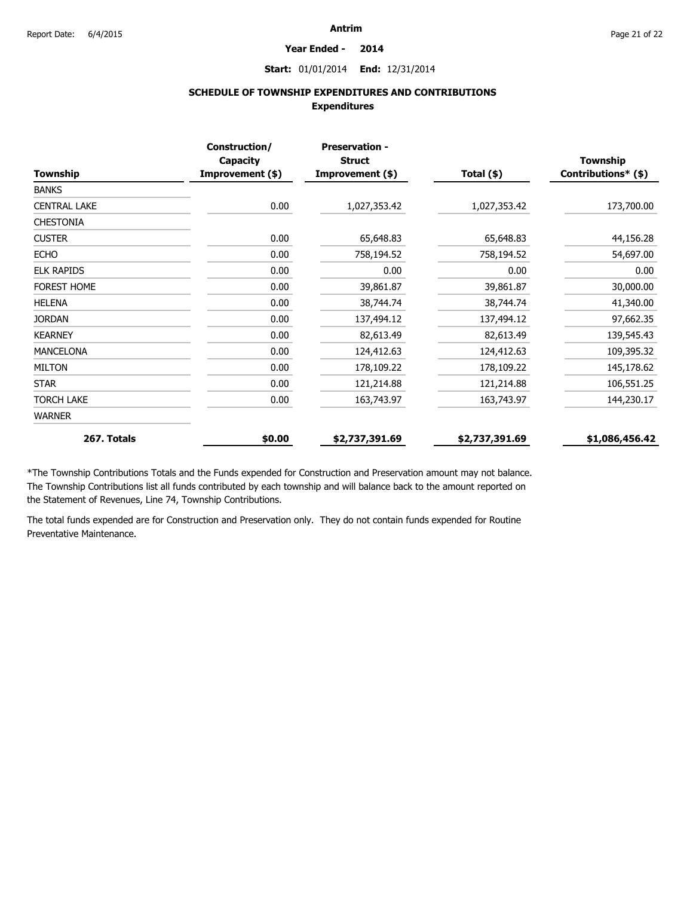**Antrim**

**Year Ended - 2014**

**Start:** 01/01/2014 **End:** 12/31/2014

## SCHEDULE OF TOWNSHIP EXPENDITURES AND CONTRIBUTIONS

### Expenditures

| Township | Construction/ Capacity Improvement ($) | Preservation - Struct Improvement ($) | Total ($) | Township Contributions* ($) |
|---|---|---|---|---|
| BANKS | | | | |
| CENTRAL LAKE | 0.00 | 1,027,353.42 | 1,027,353.42 | 173,700.00 |
| CHESTONIA | | | | |
| CUSTER | 0.00 | 65,648.83 | 65,648.83 | 44,156.28 |
| ECHO | 0.00 | 758,194.52 | 758,194.52 | 54,697.00 |
| ELK RAPIDS | 0.00 | 0.00 | 0.00 | 0.00 |
| FOREST HOME | 0.00 | 39,861.87 | 39,861.87 | 30,000.00 |
| HELENA | 0.00 | 38,744.74 | 38,744.74 | 41,340.00 |
| JORDAN | 0.00 | 137,494.12 | 137,494.12 | 97,662.35 |
| KEARNEY | 0.00 | 82,613.49 | 82,613.49 | 139,545.43 |
| MANCELONA | 0.00 | 124,412.63 | 124,412.63 | 109,395.32 |
| MILTON | 0.00 | 178,109.22 | 178,109.22 | 145,178.62 |
| STAR | 0.00 | 121,214.88 | 121,214.88 | 106,551.25 |
| TORCH LAKE | 0.00 | 163,743.97 | 163,743.97 | 144,230.17 |
| WARNER | | | | |
| **267. Totals** | **$0.00** | **$2,737,391.69** | **$2,737,391.69** | **$1,086,456.42** |

*The Township Contributions Totals and the Funds expended for Construction and Preservation amount may not balance. The Township Contributions list all funds contributed by each township and will balance back to the amount reported on the Statement of Revenues, Line 74, Township Contributions.

The total funds expended are for Construction and Preservation only. They do not contain funds expended for Routine Preventative Maintenance.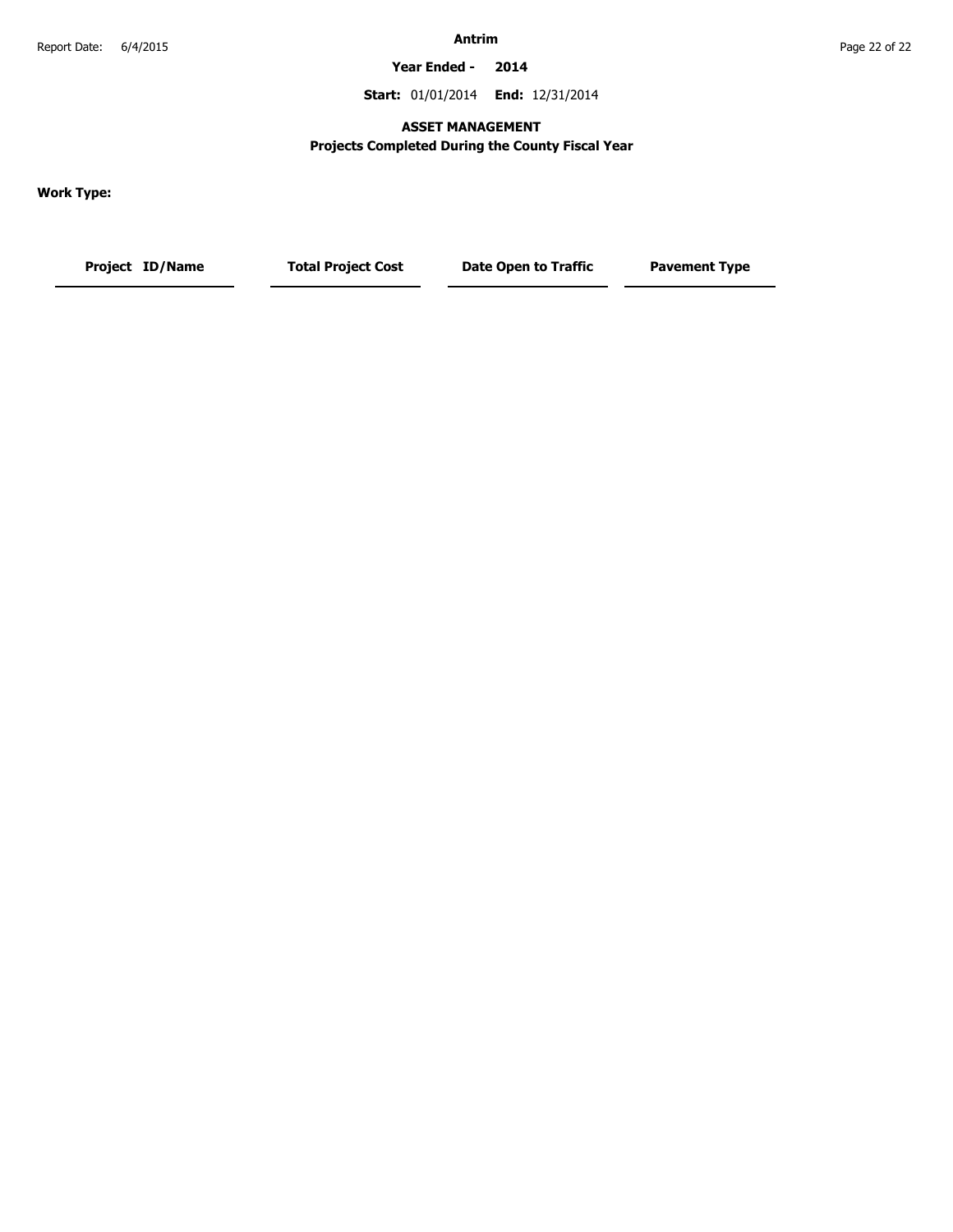# Antrim

**Year Ended - 2014**

**Start:** 01/01/2014 **End:** 12/31/2014

## ASSET MANAGEMENT

### Projects Completed During the County Fiscal Year

**Work Type:**

| Project ID/Name | Total Project Cost | Date Open to Traffic | Pavement Type |
|---|---|---|---|